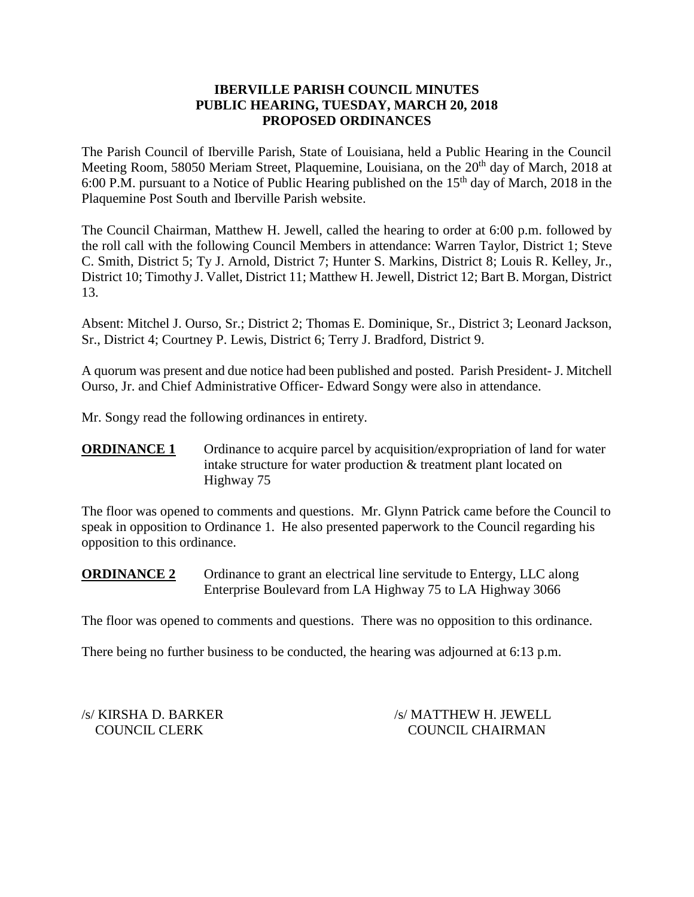# IBERVILLE PARISH COUNCIL MINUTES
# PUBLIC HEARING, TUESDAY, MARCH 20, 2018
# PROPOSED ORDINANCES

The Parish Council of Iberville Parish, State of Louisiana, held a Public Hearing in the Council Meeting Room, 58050 Meriam Street, Plaquemine, Louisiana, on the 20th day of March, 2018 at 6:00 P.M. pursuant to a Notice of Public Hearing published on the 15th day of March, 2018 in the Plaquemine Post South and Iberville Parish website.

The Council Chairman, Matthew H. Jewell, called the hearing to order at 6:00 p.m. followed by the roll call with the following Council Members in attendance: Warren Taylor, District 1; Steve C. Smith, District 5; Ty J. Arnold, District 7; Hunter S. Markins, District 8; Louis R. Kelley, Jr., District 10; Timothy J. Vallet, District 11; Matthew H. Jewell, District 12; Bart B. Morgan, District 13.

Absent: Mitchel J. Ourso, Sr.; District 2; Thomas E. Dominique, Sr., District 3; Leonard Jackson, Sr., District 4; Courtney P. Lewis, District 6; Terry J. Bradford, District 9.

A quorum was present and due notice had been published and posted. Parish President- J. Mitchell Ourso, Jr. and Chief Administrative Officer- Edward Songy were also in attendance.

Mr. Songy read the following ordinances in entirety.

**ORDINANCE 1** Ordinance to acquire parcel by acquisition/expropriation of land for water intake structure for water production & treatment plant located on Highway 75

The floor was opened to comments and questions. Mr. Glynn Patrick came before the Council to speak in opposition to Ordinance 1. He also presented paperwork to the Council regarding his opposition to this ordinance.

**ORDINANCE 2** Ordinance to grant an electrical line servitude to Entergy, LLC along Enterprise Boulevard from LA Highway 75 to LA Highway 3066

The floor was opened to comments and questions. There was no opposition to this ordinance.

There being no further business to be conducted, the hearing was adjourned at 6:13 p.m.

/s/ KIRSHA D. BARKER
COUNCIL CLERK

/s/ MATTHEW H. JEWELL
COUNCIL CHAIRMAN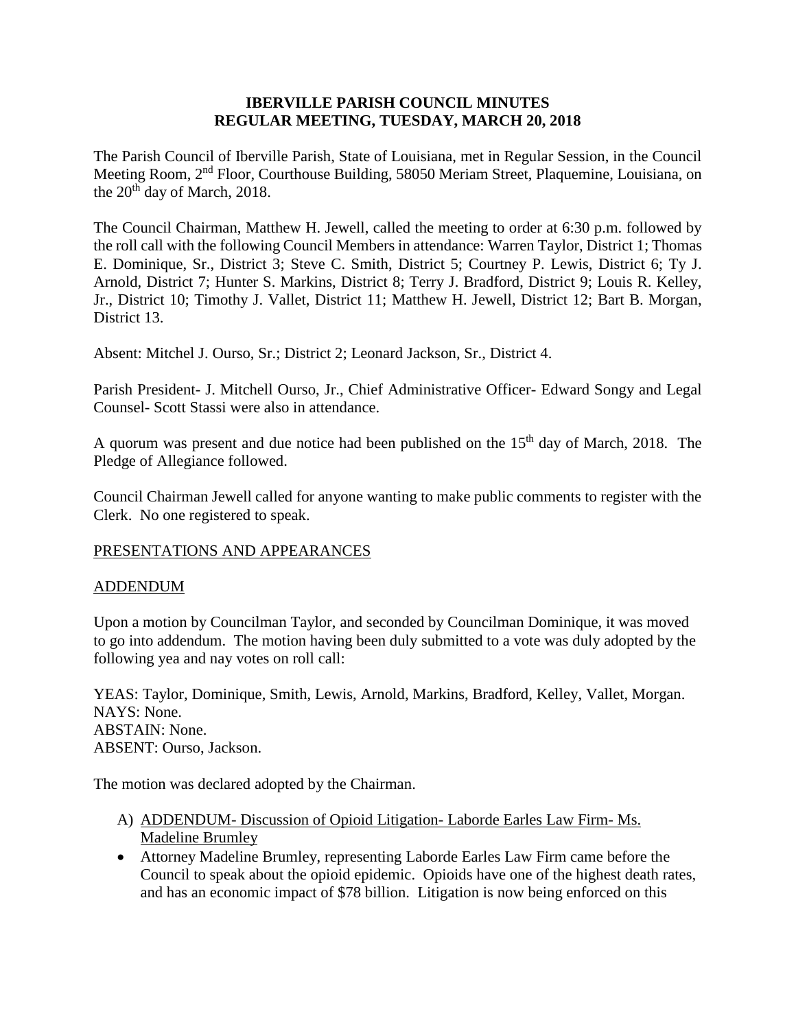# IBERVILLE PARISH COUNCIL MINUTES
# REGULAR MEETING, TUESDAY, MARCH 20, 2018

The Parish Council of Iberville Parish, State of Louisiana, met in Regular Session, in the Council Meeting Room, 2nd Floor, Courthouse Building, 58050 Meriam Street, Plaquemine, Louisiana, on the 20th day of March, 2018.

The Council Chairman, Matthew H. Jewell, called the meeting to order at 6:30 p.m. followed by the roll call with the following Council Members in attendance: Warren Taylor, District 1; Thomas E. Dominique, Sr., District 3; Steve C. Smith, District 5; Courtney P. Lewis, District 6; Ty J. Arnold, District 7; Hunter S. Markins, District 8; Terry J. Bradford, District 9; Louis R. Kelley, Jr., District 10; Timothy J. Vallet, District 11; Matthew H. Jewell, District 12; Bart B. Morgan, District 13.

Absent: Mitchel J. Ourso, Sr.; District 2; Leonard Jackson, Sr., District 4.

Parish President- J. Mitchell Ourso, Jr., Chief Administrative Officer- Edward Songy and Legal Counsel- Scott Stassi were also in attendance.

A quorum was present and due notice had been published on the 15th day of March, 2018. The Pledge of Allegiance followed.

Council Chairman Jewell called for anyone wanting to make public comments to register with the Clerk. No one registered to speak.

PRESENTATIONS AND APPEARANCES

ADDENDUM

Upon a motion by Councilman Taylor, and seconded by Councilman Dominique, it was moved to go into addendum. The motion having been duly submitted to a vote was duly adopted by the following yea and nay votes on roll call:

YEAS: Taylor, Dominique, Smith, Lewis, Arnold, Markins, Bradford, Kelley, Vallet, Morgan.
NAYS: None.
ABSTAIN: None.
ABSENT: Ourso, Jackson.

The motion was declared adopted by the Chairman.

A) ADDENDUM- Discussion of Opioid Litigation- Laborde Earles Law Firm- Ms. Madeline Brumley

- Attorney Madeline Brumley, representing Laborde Earles Law Firm came before the Council to speak about the opioid epidemic. Opioids have one of the highest death rates, and has an economic impact of $78 billion. Litigation is now being enforced on this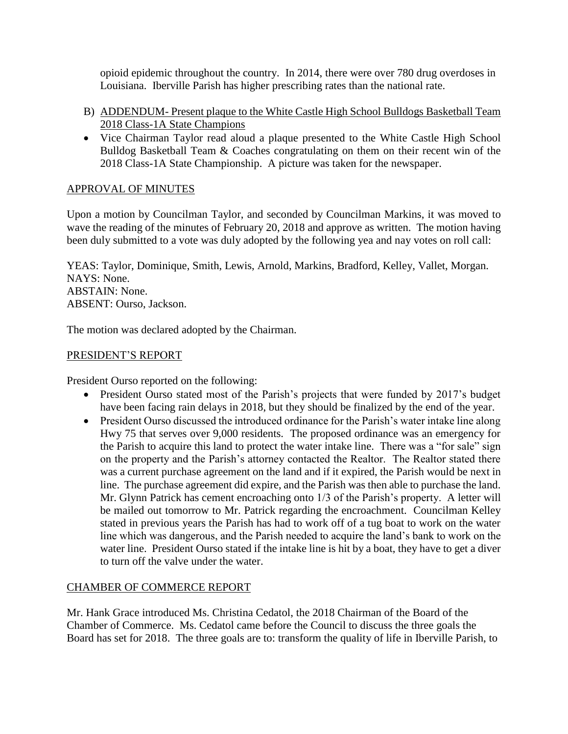opioid epidemic throughout the country. In 2014, there were over 780 drug overdoses in Louisiana. Iberville Parish has higher prescribing rates than the national rate.

B) ADDENDUM- Present plaque to the White Castle High School Bulldogs Basketball Team 2018 Class-1A State Champions

- Vice Chairman Taylor read aloud a plaque presented to the White Castle High School Bulldog Basketball Team & Coaches congratulating on them on their recent win of the 2018 Class-1A State Championship. A picture was taken for the newspaper.

## APPROVAL OF MINUTES

Upon a motion by Councilman Taylor, and seconded by Councilman Markins, it was moved to wave the reading of the minutes of February 20, 2018 and approve as written. The motion having been duly submitted to a vote was duly adopted by the following yea and nay votes on roll call:

YEAS: Taylor, Dominique, Smith, Lewis, Arnold, Markins, Bradford, Kelley, Vallet, Morgan.
NAYS: None.
ABSTAIN: None.
ABSENT: Ourso, Jackson.

The motion was declared adopted by the Chairman.

## PRESIDENT'S REPORT

President Ourso reported on the following:

- President Ourso stated most of the Parish's projects that were funded by 2017's budget have been facing rain delays in 2018, but they should be finalized by the end of the year.
- President Ourso discussed the introduced ordinance for the Parish's water intake line along Hwy 75 that serves over 9,000 residents. The proposed ordinance was an emergency for the Parish to acquire this land to protect the water intake line. There was a "for sale" sign on the property and the Parish's attorney contacted the Realtor. The Realtor stated there was a current purchase agreement on the land and if it expired, the Parish would be next in line. The purchase agreement did expire, and the Parish was then able to purchase the land. Mr. Glynn Patrick has cement encroaching onto 1/3 of the Parish's property. A letter will be mailed out tomorrow to Mr. Patrick regarding the encroachment. Councilman Kelley stated in previous years the Parish has had to work off of a tug boat to work on the water line which was dangerous, and the Parish needed to acquire the land's bank to work on the water line. President Ourso stated if the intake line is hit by a boat, they have to get a diver to turn off the valve under the water.

## CHAMBER OF COMMERCE REPORT

Mr. Hank Grace introduced Ms. Christina Cedatol, the 2018 Chairman of the Board of the Chamber of Commerce. Ms. Cedatol came before the Council to discuss the three goals the Board has set for 2018. The three goals are to: transform the quality of life in Iberville Parish, to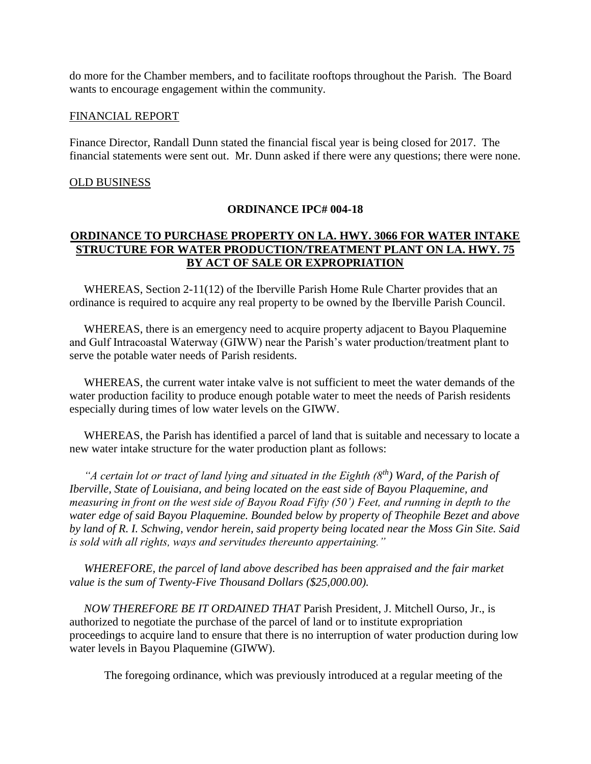do more for the Chamber members, and to facilitate rooftops throughout the Parish. The Board wants to encourage engagement within the community.

FINANCIAL REPORT

Finance Director, Randall Dunn stated the financial fiscal year is being closed for 2017. The financial statements were sent out. Mr. Dunn asked if there were any questions; there were none.

OLD BUSINESS

**ORDINANCE IPC# 004-18**

**ORDINANCE TO PURCHASE PROPERTY ON LA. HWY. 3066 FOR WATER INTAKE STRUCTURE FOR WATER PRODUCTION/TREATMENT PLANT ON LA. HWY. 75 BY ACT OF SALE OR EXPROPRIATION**

WHEREAS, Section 2-11(12) of the Iberville Parish Home Rule Charter provides that an ordinance is required to acquire any real property to be owned by the Iberville Parish Council.

WHEREAS, there is an emergency need to acquire property adjacent to Bayou Plaquemine and Gulf Intracoastal Waterway (GIWW) near the Parish's water production/treatment plant to serve the potable water needs of Parish residents.

WHEREAS, the current water intake valve is not sufficient to meet the water demands of the water production facility to produce enough potable water to meet the needs of Parish residents especially during times of low water levels on the GIWW.

WHEREAS, the Parish has identified a parcel of land that is suitable and necessary to locate a new water intake structure for the water production plant as follows:

*"A certain lot or tract of land lying and situated in the Eighth (8th) Ward, of the Parish of Iberville, State of Louisiana, and being located on the east side of Bayou Plaquemine, and measuring in front on the west side of Bayou Road Fifty (50') Feet, and running in depth to the water edge of said Bayou Plaquemine. Bounded below by property of Theophile Bezet and above by land of R. I. Schwing, vendor herein, said property being located near the Moss Gin Site. Said is sold with all rights, ways and servitudes thereunto appertaining."*

*WHEREFORE, the parcel of land above described has been appraised and the fair market value is the sum of Twenty-Five Thousand Dollars ($25,000.00).*

*NOW THEREFORE BE IT ORDAINED THAT* Parish President, J. Mitchell Ourso, Jr., is authorized to negotiate the purchase of the parcel of land or to institute expropriation proceedings to acquire land to ensure that there is no interruption of water production during low water levels in Bayou Plaquemine (GIWW).

The foregoing ordinance, which was previously introduced at a regular meeting of the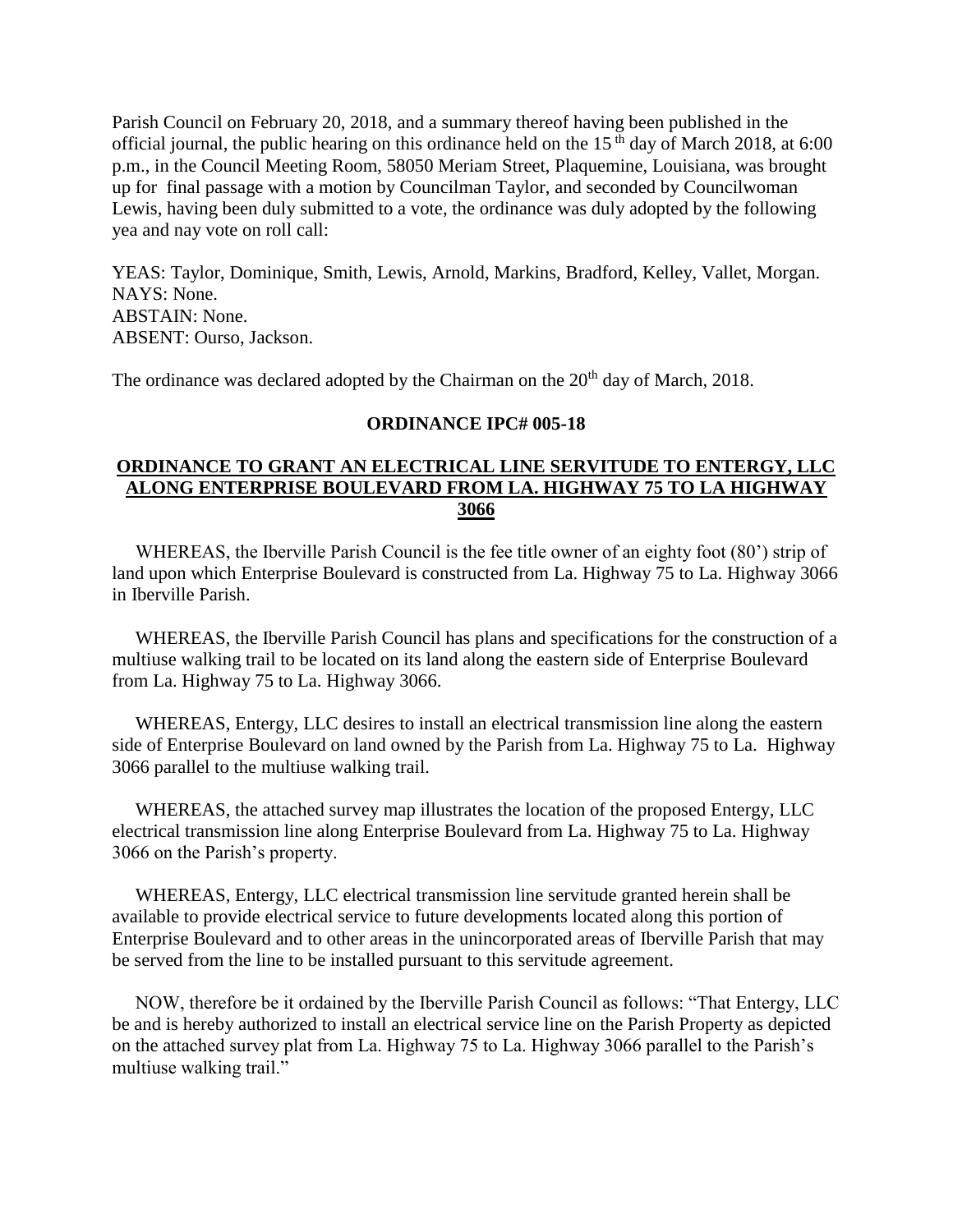Parish Council on February 20, 2018, and a summary thereof having been published in the official journal, the public hearing on this ordinance held on the 15th day of March 2018, at 6:00 p.m., in the Council Meeting Room, 58050 Meriam Street, Plaquemine, Louisiana, was brought up for final passage with a motion by Councilman Taylor, and seconded by Councilwoman Lewis, having been duly submitted to a vote, the ordinance was duly adopted by the following yea and nay vote on roll call:

YEAS: Taylor, Dominique, Smith, Lewis, Arnold, Markins, Bradford, Kelley, Vallet, Morgan.
NAYS: None.
ABSTAIN: None.
ABSENT: Ourso, Jackson.

The ordinance was declared adopted by the Chairman on the 20th day of March, 2018.

**ORDINANCE IPC# 005-18**

**ORDINANCE TO GRANT AN ELECTRICAL LINE SERVITUDE TO ENTERGY, LLC ALONG ENTERPRISE BOULEVARD FROM LA. HIGHWAY 75 TO LA HIGHWAY 3066**

WHEREAS, the Iberville Parish Council is the fee title owner of an eighty foot (80') strip of land upon which Enterprise Boulevard is constructed from La. Highway 75 to La. Highway 3066 in Iberville Parish.

WHEREAS, the Iberville Parish Council has plans and specifications for the construction of a multiuse walking trail to be located on its land along the eastern side of Enterprise Boulevard from La. Highway 75 to La. Highway 3066.

WHEREAS, Entergy, LLC desires to install an electrical transmission line along the eastern side of Enterprise Boulevard on land owned by the Parish from La. Highway 75 to La. Highway 3066 parallel to the multiuse walking trail.

WHEREAS, the attached survey map illustrates the location of the proposed Entergy, LLC electrical transmission line along Enterprise Boulevard from La. Highway 75 to La. Highway 3066 on the Parish's property.

WHEREAS, Entergy, LLC electrical transmission line servitude granted herein shall be available to provide electrical service to future developments located along this portion of Enterprise Boulevard and to other areas in the unincorporated areas of Iberville Parish that may be served from the line to be installed pursuant to this servitude agreement.

NOW, therefore be it ordained by the Iberville Parish Council as follows: "That Entergy, LLC be and is hereby authorized to install an electrical service line on the Parish Property as depicted on the attached survey plat from La. Highway 75 to La. Highway 3066 parallel to the Parish's multiuse walking trail."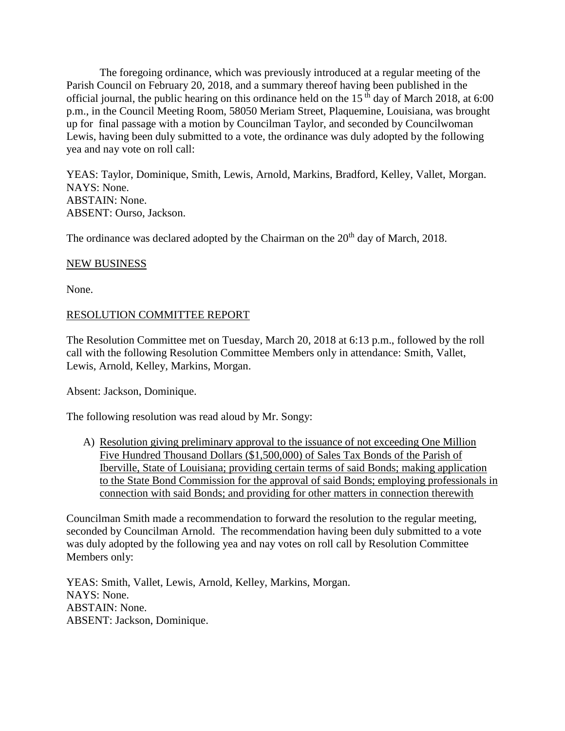The foregoing ordinance, which was previously introduced at a regular meeting of the Parish Council on February 20, 2018, and a summary thereof having been published in the official journal, the public hearing on this ordinance held on the 15th day of March 2018, at 6:00 p.m., in the Council Meeting Room, 58050 Meriam Street, Plaquemine, Louisiana, was brought up for final passage with a motion by Councilman Taylor, and seconded by Councilwoman Lewis, having been duly submitted to a vote, the ordinance was duly adopted by the following yea and nay vote on roll call:

YEAS: Taylor, Dominique, Smith, Lewis, Arnold, Markins, Bradford, Kelley, Vallet, Morgan.
NAYS: None.
ABSTAIN: None.
ABSENT: Ourso, Jackson.

The ordinance was declared adopted by the Chairman on the 20th day of March, 2018.

NEW BUSINESS

None.

RESOLUTION COMMITTEE REPORT

The Resolution Committee met on Tuesday, March 20, 2018 at 6:13 p.m., followed by the roll call with the following Resolution Committee Members only in attendance: Smith, Vallet, Lewis, Arnold, Kelley, Markins, Morgan.

Absent: Jackson, Dominique.

The following resolution was read aloud by Mr. Songy:

A) Resolution giving preliminary approval to the issuance of not exceeding One Million Five Hundred Thousand Dollars ($1,500,000) of Sales Tax Bonds of the Parish of Iberville, State of Louisiana; providing certain terms of said Bonds; making application to the State Bond Commission for the approval of said Bonds; employing professionals in connection with said Bonds; and providing for other matters in connection therewith

Councilman Smith made a recommendation to forward the resolution to the regular meeting, seconded by Councilman Arnold. The recommendation having been duly submitted to a vote was duly adopted by the following yea and nay votes on roll call by Resolution Committee Members only:

YEAS: Smith, Vallet, Lewis, Arnold, Kelley, Markins, Morgan.
NAYS: None.
ABSTAIN: None.
ABSENT: Jackson, Dominique.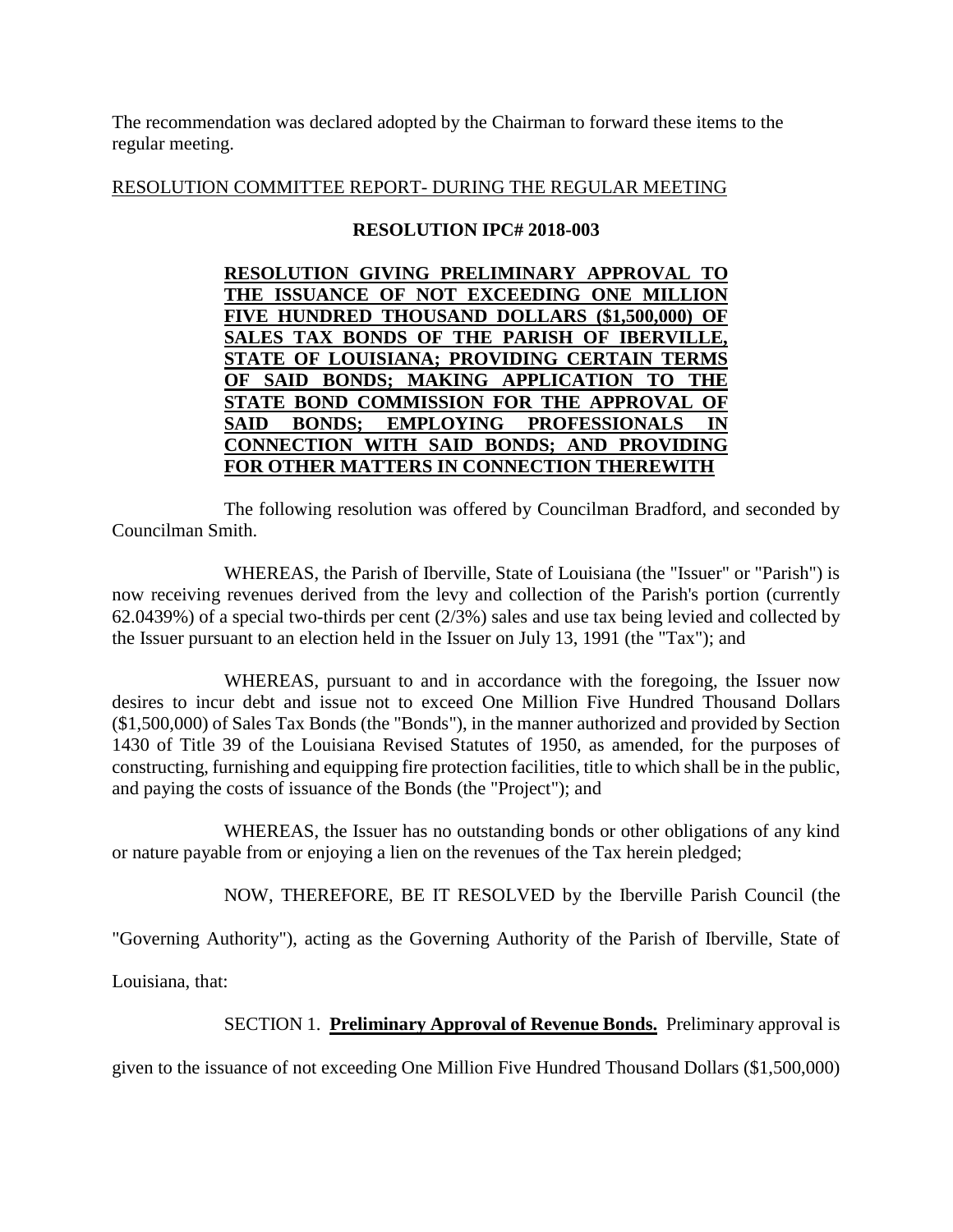The recommendation was declared adopted by the Chairman to forward these items to the regular meeting.

RESOLUTION COMMITTEE REPORT- DURING THE REGULAR MEETING

**RESOLUTION IPC# 2018-003**

**RESOLUTION GIVING PRELIMINARY APPROVAL TO THE ISSUANCE OF NOT EXCEEDING ONE MILLION FIVE HUNDRED THOUSAND DOLLARS ($1,500,000) OF SALES TAX BONDS OF THE PARISH OF IBERVILLE, STATE OF LOUISIANA; PROVIDING CERTAIN TERMS OF SAID BONDS; MAKING APPLICATION TO THE STATE BOND COMMISSION FOR THE APPROVAL OF SAID BONDS; EMPLOYING PROFESSIONALS IN CONNECTION WITH SAID BONDS; AND PROVIDING FOR OTHER MATTERS IN CONNECTION THEREWITH**

The following resolution was offered by Councilman Bradford, and seconded by Councilman Smith.

WHEREAS, the Parish of Iberville, State of Louisiana (the "Issuer" or "Parish") is now receiving revenues derived from the levy and collection of the Parish's portion (currently 62.0439%) of a special two-thirds per cent (2/3%) sales and use tax being levied and collected by the Issuer pursuant to an election held in the Issuer on July 13, 1991 (the "Tax"); and

WHEREAS, pursuant to and in accordance with the foregoing, the Issuer now desires to incur debt and issue not to exceed One Million Five Hundred Thousand Dollars ($1,500,000) of Sales Tax Bonds (the "Bonds"), in the manner authorized and provided by Section 1430 of Title 39 of the Louisiana Revised Statutes of 1950, as amended, for the purposes of constructing, furnishing and equipping fire protection facilities, title to which shall be in the public, and paying the costs of issuance of the Bonds (the "Project"); and

WHEREAS, the Issuer has no outstanding bonds or other obligations of any kind or nature payable from or enjoying a lien on the revenues of the Tax herein pledged;

NOW, THEREFORE, BE IT RESOLVED by the Iberville Parish Council (the "Governing Authority"), acting as the Governing Authority of the Parish of Iberville, State of Louisiana, that:

SECTION 1. **Preliminary Approval of Revenue Bonds.** Preliminary approval is given to the issuance of not exceeding One Million Five Hundred Thousand Dollars ($1,500,000)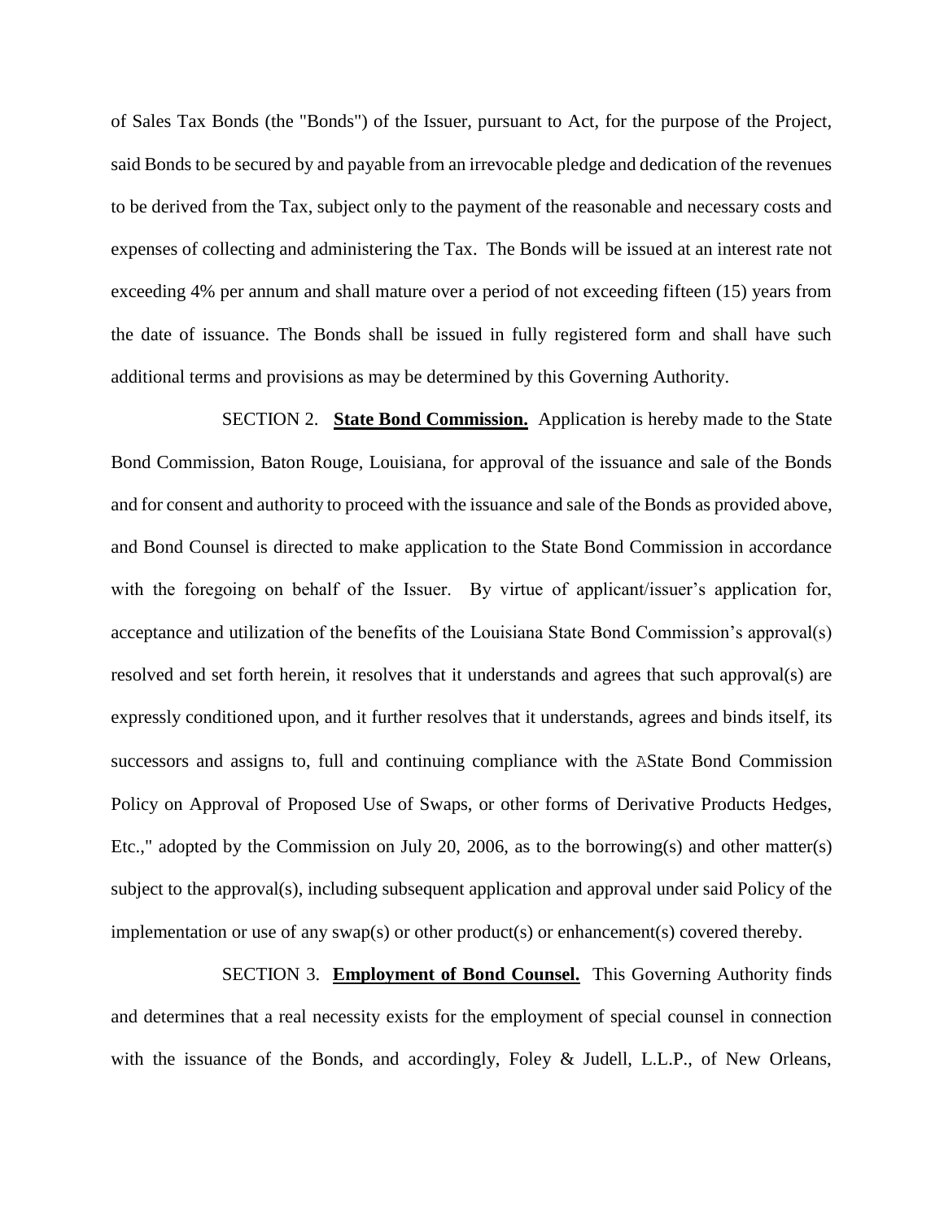of Sales Tax Bonds (the "Bonds") of the Issuer, pursuant to Act, for the purpose of the Project, said Bonds to be secured by and payable from an irrevocable pledge and dedication of the revenues to be derived from the Tax, subject only to the payment of the reasonable and necessary costs and expenses of collecting and administering the Tax. The Bonds will be issued at an interest rate not exceeding 4% per annum and shall mature over a period of not exceeding fifteen (15) years from the date of issuance. The Bonds shall be issued in fully registered form and shall have such additional terms and provisions as may be determined by this Governing Authority.

SECTION 2. **State Bond Commission.** Application is hereby made to the State Bond Commission, Baton Rouge, Louisiana, for approval of the issuance and sale of the Bonds and for consent and authority to proceed with the issuance and sale of the Bonds as provided above, and Bond Counsel is directed to make application to the State Bond Commission in accordance with the foregoing on behalf of the Issuer. By virtue of applicant/issuer's application for, acceptance and utilization of the benefits of the Louisiana State Bond Commission's approval(s) resolved and set forth herein, it resolves that it understands and agrees that such approval(s) are expressly conditioned upon, and it further resolves that it understands, agrees and binds itself, its successors and assigns to, full and continuing compliance with the AState Bond Commission Policy on Approval of Proposed Use of Swaps, or other forms of Derivative Products Hedges, Etc.," adopted by the Commission on July 20, 2006, as to the borrowing(s) and other matter(s) subject to the approval(s), including subsequent application and approval under said Policy of the implementation or use of any swap(s) or other product(s) or enhancement(s) covered thereby.

SECTION 3. **Employment of Bond Counsel.** This Governing Authority finds and determines that a real necessity exists for the employment of special counsel in connection with the issuance of the Bonds, and accordingly, Foley & Judell, L.L.P., of New Orleans,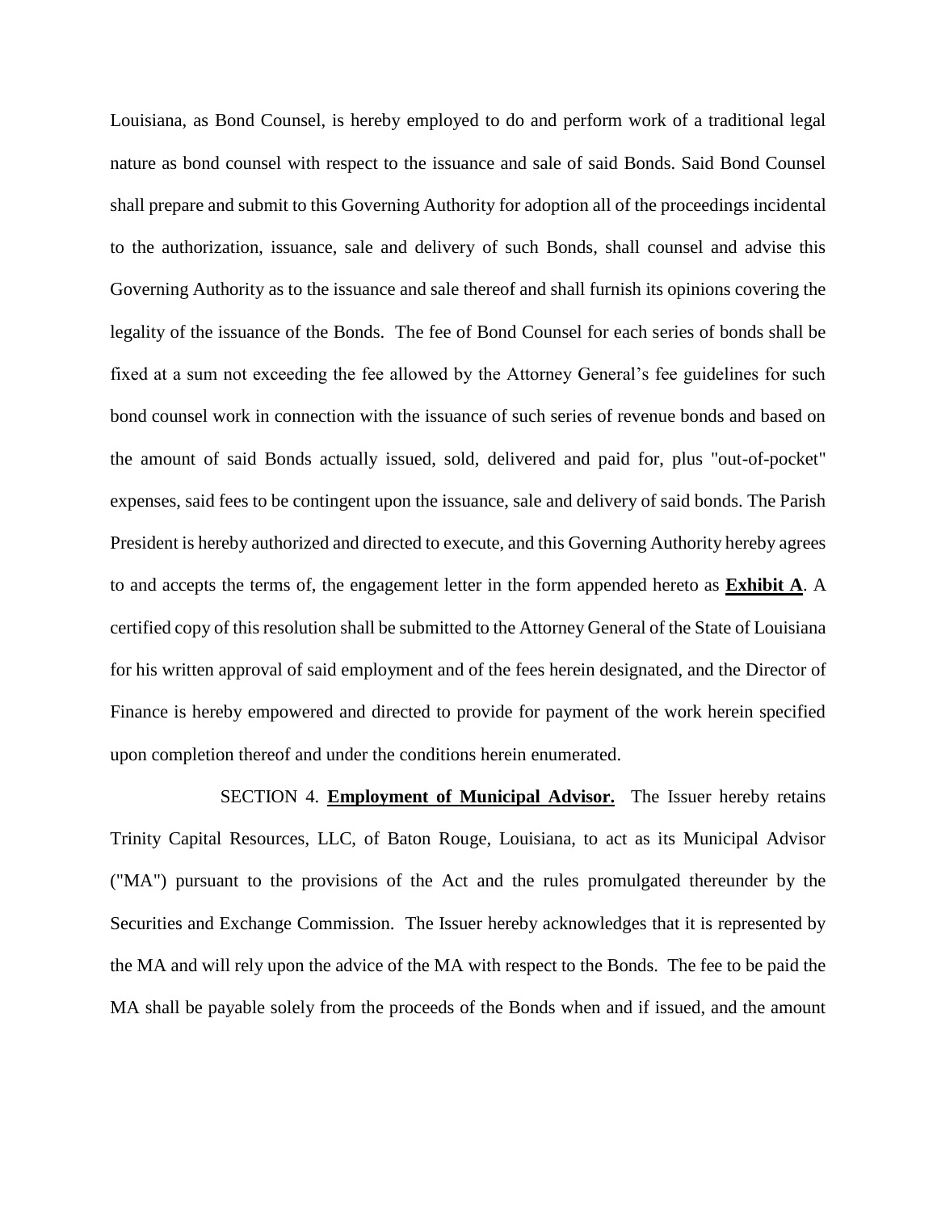Louisiana, as Bond Counsel, is hereby employed to do and perform work of a traditional legal nature as bond counsel with respect to the issuance and sale of said Bonds. Said Bond Counsel shall prepare and submit to this Governing Authority for adoption all of the proceedings incidental to the authorization, issuance, sale and delivery of such Bonds, shall counsel and advise this Governing Authority as to the issuance and sale thereof and shall furnish its opinions covering the legality of the issuance of the Bonds. The fee of Bond Counsel for each series of bonds shall be fixed at a sum not exceeding the fee allowed by the Attorney General's fee guidelines for such bond counsel work in connection with the issuance of such series of revenue bonds and based on the amount of said Bonds actually issued, sold, delivered and paid for, plus "out-of-pocket" expenses, said fees to be contingent upon the issuance, sale and delivery of said bonds. The Parish President is hereby authorized and directed to execute, and this Governing Authority hereby agrees to and accepts the terms of, the engagement letter in the form appended hereto as **Exhibit A**. A certified copy of this resolution shall be submitted to the Attorney General of the State of Louisiana for his written approval of said employment and of the fees herein designated, and the Director of Finance is hereby empowered and directed to provide for payment of the work herein specified upon completion thereof and under the conditions herein enumerated.

SECTION 4. **Employment of Municipal Advisor.** The Issuer hereby retains Trinity Capital Resources, LLC, of Baton Rouge, Louisiana, to act as its Municipal Advisor ("MA") pursuant to the provisions of the Act and the rules promulgated thereunder by the Securities and Exchange Commission. The Issuer hereby acknowledges that it is represented by the MA and will rely upon the advice of the MA with respect to the Bonds. The fee to be paid the MA shall be payable solely from the proceeds of the Bonds when and if issued, and the amount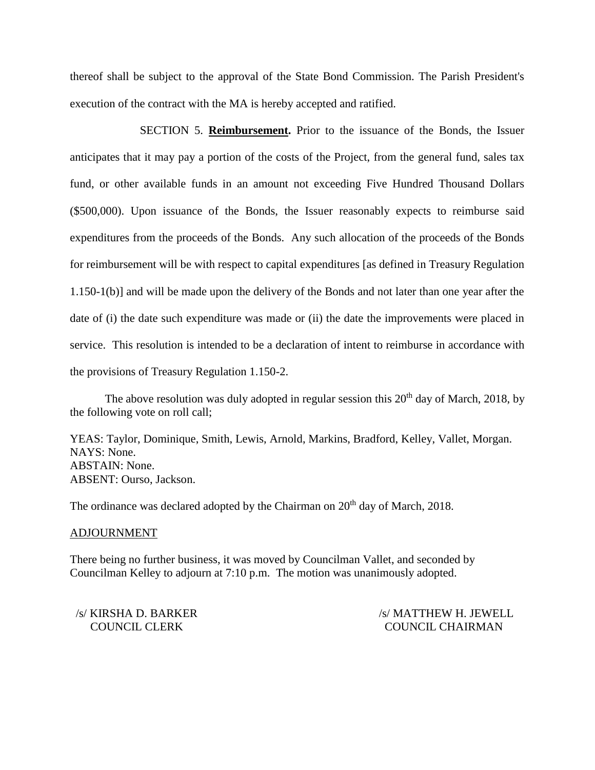thereof shall be subject to the approval of the State Bond Commission. The Parish President's execution of the contract with the MA is hereby accepted and ratified.

SECTION 5. **Reimbursement.** Prior to the issuance of the Bonds, the Issuer anticipates that it may pay a portion of the costs of the Project, from the general fund, sales tax fund, or other available funds in an amount not exceeding Five Hundred Thousand Dollars ($500,000). Upon issuance of the Bonds, the Issuer reasonably expects to reimburse said expenditures from the proceeds of the Bonds. Any such allocation of the proceeds of the Bonds for reimbursement will be with respect to capital expenditures [as defined in Treasury Regulation 1.150-1(b)] and will be made upon the delivery of the Bonds and not later than one year after the date of (i) the date such expenditure was made or (ii) the date the improvements were placed in service. This resolution is intended to be a declaration of intent to reimburse in accordance with the provisions of Treasury Regulation 1.150-2.

The above resolution was duly adopted in regular session this 20th day of March, 2018, by the following vote on roll call;

YEAS: Taylor, Dominique, Smith, Lewis, Arnold, Markins, Bradford, Kelley, Vallet, Morgan.
NAYS: None.
ABSTAIN: None.
ABSENT: Ourso, Jackson.

The ordinance was declared adopted by the Chairman on 20th day of March, 2018.

ADJOURNMENT

There being no further business, it was moved by Councilman Vallet, and seconded by Councilman Kelley to adjourn at 7:10 p.m. The motion was unanimously adopted.

/s/ KIRSHA D. BARKER
COUNCIL CLERK

/s/ MATTHEW H. JEWELL
COUNCIL CHAIRMAN